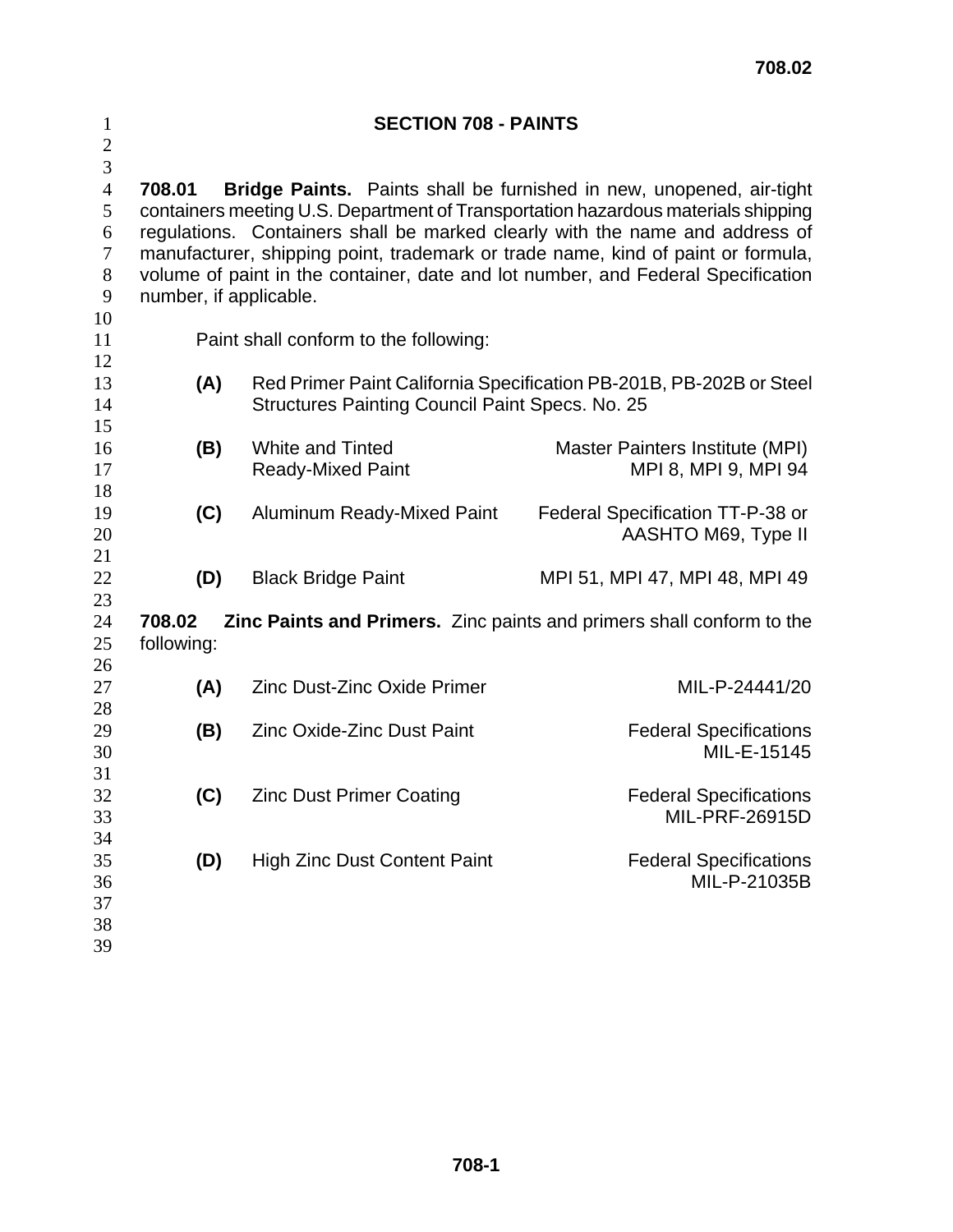# SECTION 708 - PAINTS

**708.01 Bridge Paints.** Paints shall be furnished in new, unopened, air-tight containers meeting U.S. Department of Transportation hazardous materials shipping regulations. Containers shall be marked clearly with the name and address of manufacturer, shipping point, trademark or trade name, kind of paint or formula, volume of paint in the container, date and lot number, and Federal Specification number, if applicable.

Paint shall conform to the following:

**(A)** Red Primer Paint California Specification PB-201B, PB-202B or Steel Structures Painting Council Paint Specs. No. 25

| | | |
|---|---|---|
| **(B)** | White and Tinted Ready-Mixed Paint | Master Painters Institute (MPI) MPI 8, MPI 9, MPI 94 |
| **(C)** | Aluminum Ready-Mixed Paint | Federal Specification TT-P-38 or AASHTO M69, Type II |
| **(D)** | Black Bridge Paint | MPI 51, MPI 47, MPI 48, MPI 49 |

**708.02 Zinc Paints and Primers.** Zinc paints and primers shall conform to the following:

| | | |
|---|---|---|
| **(A)** | Zinc Dust-Zinc Oxide Primer | MIL-P-24441/20 |
| **(B)** | Zinc Oxide-Zinc Dust Paint | Federal Specifications MIL-E-15145 |
| **(C)** | Zinc Dust Primer Coating | Federal Specifications MIL-PRF-26915D |
| **(D)** | High Zinc Dust Content Paint | Federal Specifications MIL-P-21035B |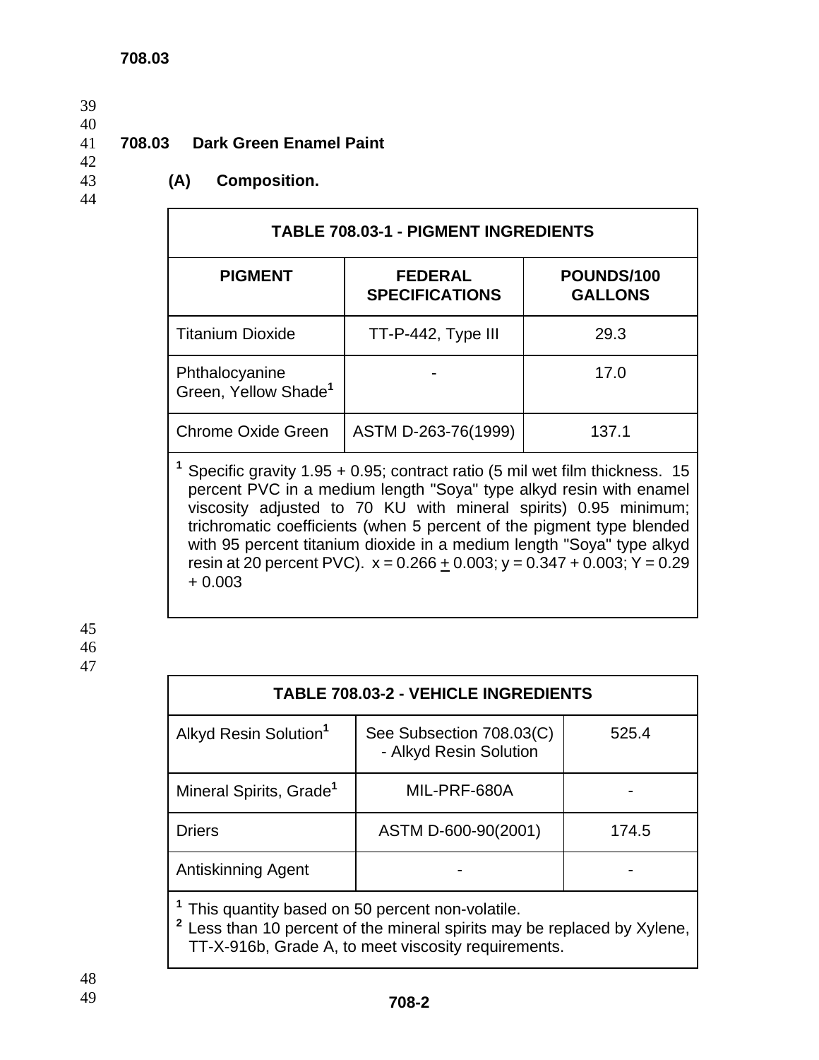## 708.03 Dark Green Enamel Paint

### (A) Composition.

| TABLE 708.03-1 - PIGMENT INGREDIENTS | | |
|---|---|---|
| **PIGMENT** | **FEDERAL SPECIFICATIONS** | **POUNDS/100 GALLONS** |
| Titanium Dioxide | TT-P-442, Type III | 29.3 |
| Phthalocyanine Green, Yellow Shade[1] | - | 17.0 |
| Chrome Oxide Green | ASTM D-263-76(1999) | 137.1 |

[1] Specific gravity 1.95 + 0.95; contract ratio (5 mil wet film thickness. 15 percent PVC in a medium length "Soya" type alkyd resin with enamel viscosity adjusted to 70 KU with mineral spirits) 0.95 minimum; trichromatic coefficients (when 5 percent of the pigment type blended with 95 percent titanium dioxide in a medium length "Soya" type alkyd resin at 20 percent PVC). $x = 0.266 \pm 0.003$; $y = 0.347 + 0.003$; $Y = 0.29 + 0.003$

| TABLE 708.03-2 - VEHICLE INGREDIENTS | | |
|---|---|---|
| Alkyd Resin Solution[1] | See Subsection 708.03(C) - Alkyd Resin Solution | 525.4 |
| Mineral Spirits, Grade[1] | MIL-PRF-680A | - |
| Driers | ASTM D-600-90(2001) | 174.5 |
| Antiskinning Agent | - | - |

[1] This quantity based on 50 percent non-volatile.
[2] Less than 10 percent of the mineral spirits may be replaced by Xylene, TT-X-916b, Grade A, to meet viscosity requirements.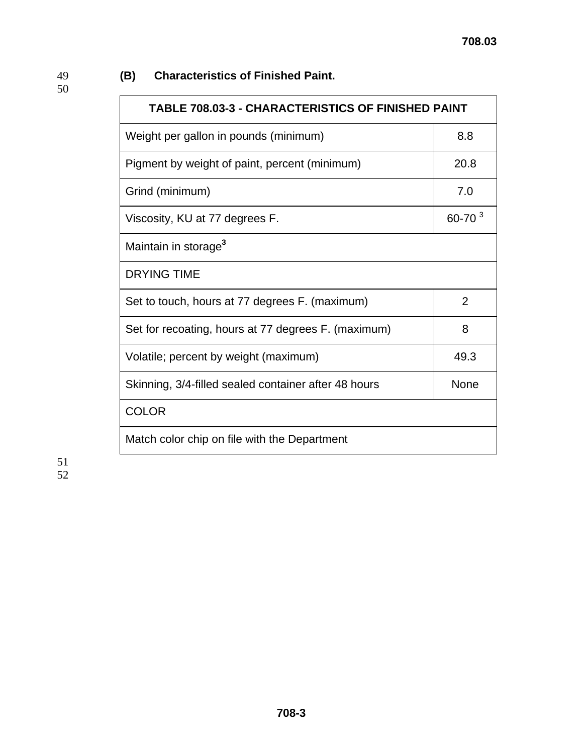**(B) Characteristics of Finished Paint.**

| TABLE 708.03-3 - CHARACTERISTICS OF FINISHED PAINT | |
|---|---|
| Weight per gallon in pounds (minimum) | 8.8 |
| Pigment by weight of paint, percent (minimum) | 20.8 |
| Grind (minimum) | 7.0 |
| Viscosity, KU at 77 degrees F. | 60-70 [3] |
| Maintain in storage[3] | |
| DRYING TIME | |
| Set to touch, hours at 77 degrees F. (maximum) | 2 |
| Set for recoating, hours at 77 degrees F. (maximum) | 8 |
| Volatile; percent by weight (maximum) | 49.3 |
| Skinning, 3/4-filled sealed container after 48 hours | None |
| COLOR | |
| Match color chip on file with the Department | |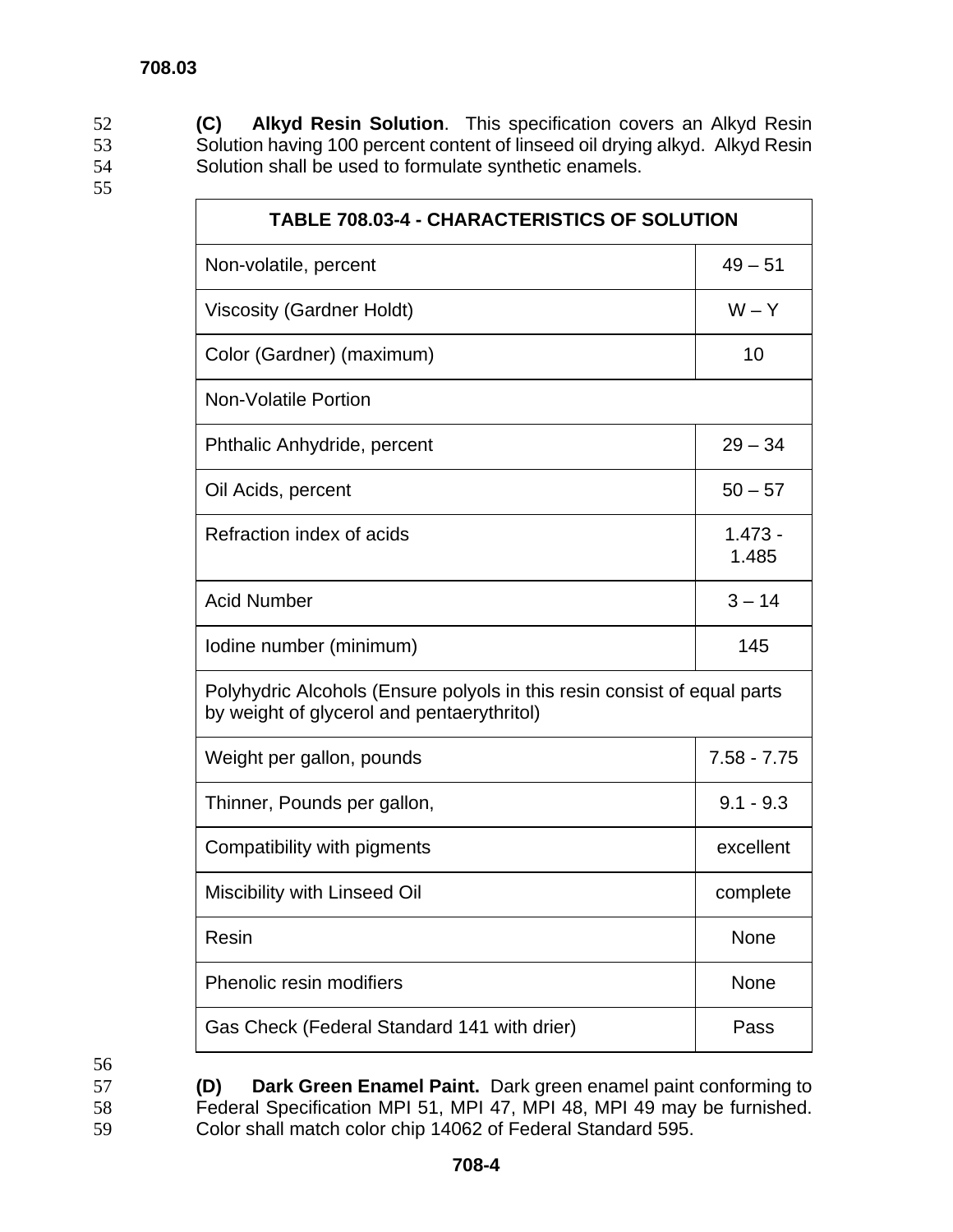**(C) Alkyd Resin Solution**. This specification covers an Alkyd Resin Solution having 100 percent content of linseed oil drying alkyd. Alkyd Resin Solution shall be used to formulate synthetic enamels.

| TABLE 708.03-4 - CHARACTERISTICS OF SOLUTION | |
|---|---|
| Non-volatile, percent | 49 – 51 |
| Viscosity (Gardner Holdt) | W – Y |
| Color (Gardner) (maximum) | 10 |
| Non-Volatile Portion | |
| Phthalic Anhydride, percent | 29 – 34 |
| Oil Acids, percent | 50 – 57 |
| Refraction index of acids | 1.473 - 1.485 |
| Acid Number | 3 – 14 |
| Iodine number (minimum) | 145 |
| Polyhydric Alcohols (Ensure polyols in this resin consist of equal parts by weight of glycerol and pentaerythritol) | |
| Weight per gallon, pounds | 7.58 - 7.75 |
| Thinner, Pounds per gallon, | 9.1 - 9.3 |
| Compatibility with pigments | excellent |
| Miscibility with Linseed Oil | complete |
| Resin | None |
| Phenolic resin modifiers | None |
| Gas Check (Federal Standard 141 with drier) | Pass |

**(D) Dark Green Enamel Paint.** Dark green enamel paint conforming to Federal Specification MPI 51, MPI 47, MPI 48, MPI 49 may be furnished. Color shall match color chip 14062 of Federal Standard 595.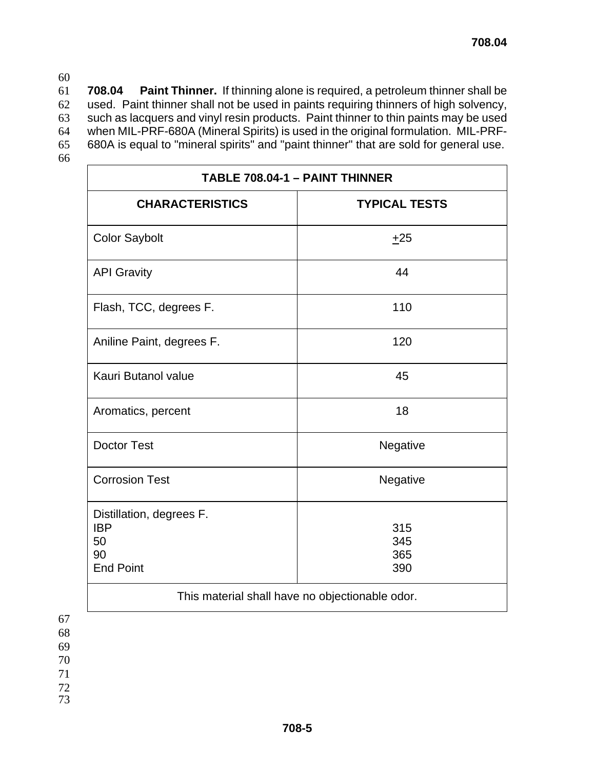**708.04 Paint Thinner.** If thinning alone is required, a petroleum thinner shall be used. Paint thinner shall not be used in paints requiring thinners of high solvency, such as lacquers and vinyl resin products. Paint thinner to thin paints may be used when MIL-PRF-680A (Mineral Spirits) is used in the original formulation. MIL-PRF-680A is equal to "mineral spirits" and "paint thinner" that are sold for general use.

| TABLE 708.04-1 – PAINT THINNER | |
|---|---|
| **CHARACTERISTICS** | **TYPICAL TESTS** |
| Color Saybolt | ±25 |
| API Gravity | 44 |
| Flash, TCC, degrees F. | 110 |
| Aniline Paint, degrees F. | 120 |
| Kauri Butanol value | 45 |
| Aromatics, percent | 18 |
| Doctor Test | Negative |
| Corrosion Test | Negative |
| Distillation, degrees F.<br>IBP<br>50<br>90<br>End Point | <br>315<br>345<br>365<br>390 |
| This material shall have no objectionable odor. | |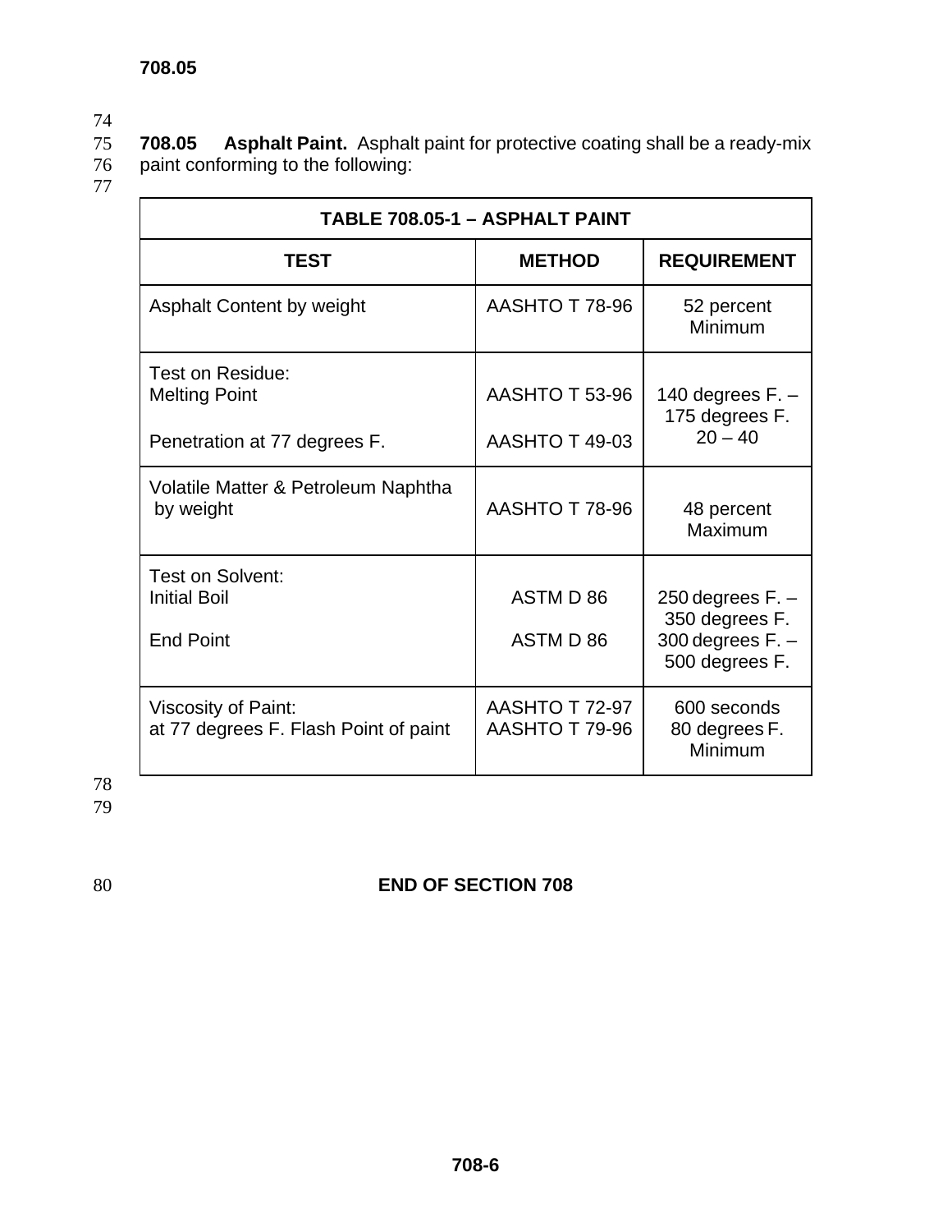**708.05 Asphalt Paint.** Asphalt paint for protective coating shall be a ready-mix paint conforming to the following:

| TABLE 708.05-1 – ASPHALT PAINT | | |
|---|---|---|
| **TEST** | **METHOD** | **REQUIREMENT** |
| Asphalt Content by weight | AASHTO T 78-96 | 52 percent Minimum |
| Test on Residue:<br>Melting Point<br><br>Penetration at 77 degrees F. | <br>AASHTO T 53-96<br><br>AASHTO T 49-03 | <br>140 degrees F. – 175 degrees F.<br>20 – 40 |
| Volatile Matter & Petroleum Naphtha by weight | AASHTO T 78-96 | 48 percent Maximum |
| Test on Solvent:<br>Initial Boil<br><br>End Point | <br>ASTM D 86<br><br>ASTM D 86 | <br>250 degrees F. – 350 degrees F.<br>300 degrees F. – 500 degrees F. |
| Viscosity of Paint:<br>at 77 degrees F. Flash Point of paint | AASHTO T 72-97<br>AASHTO T 79-96 | 600 seconds<br>80 degrees F. Minimum |

**END OF SECTION 708**